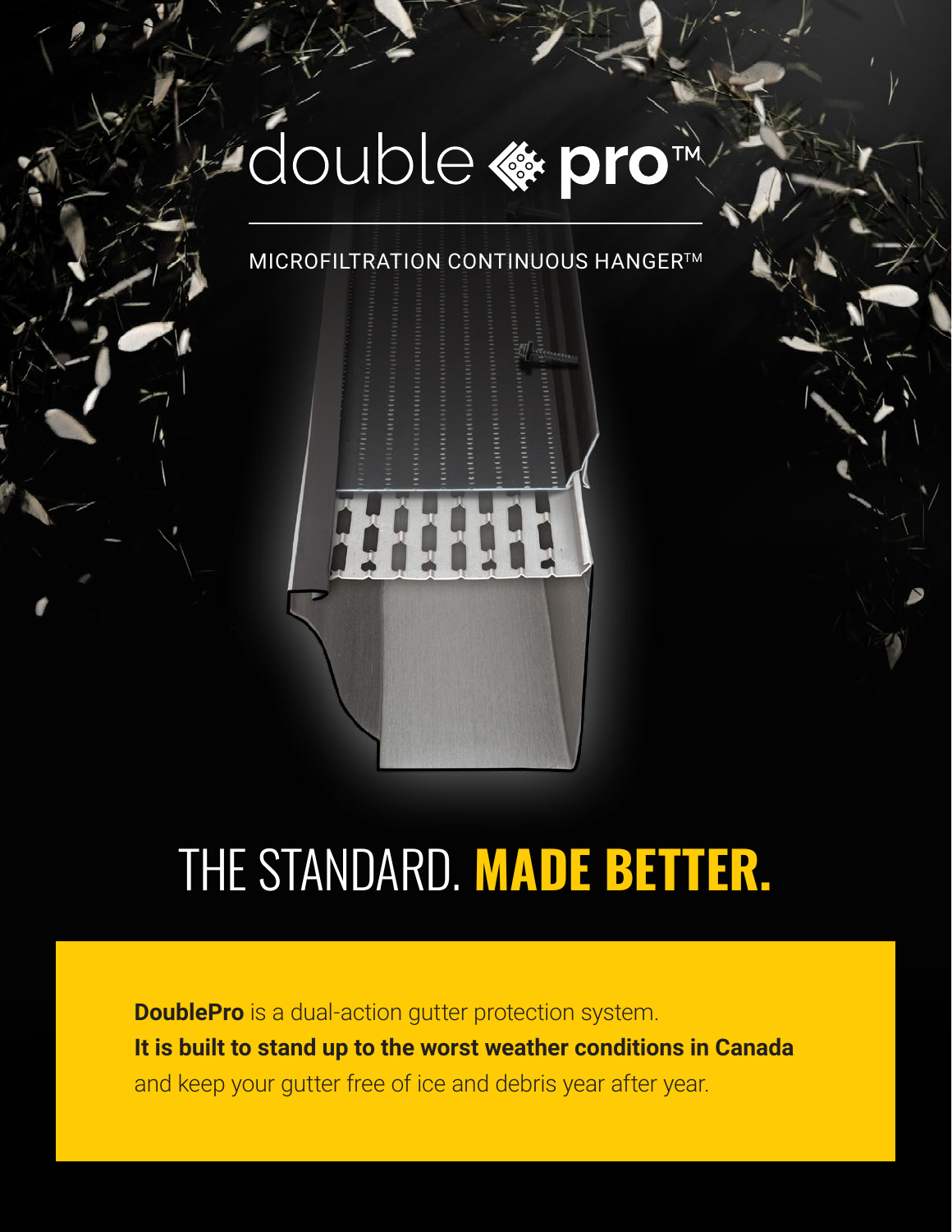# double pro™

MICROFILTRATION CONTINUOUS HANGER™

## THE STANDARD. **MADE BETTER.**

**DoublePro** is a dual-action gutter protection system.
**It is built to stand up to the worst weather conditions in Canada** and keep your gutter free of ice and debris year after year.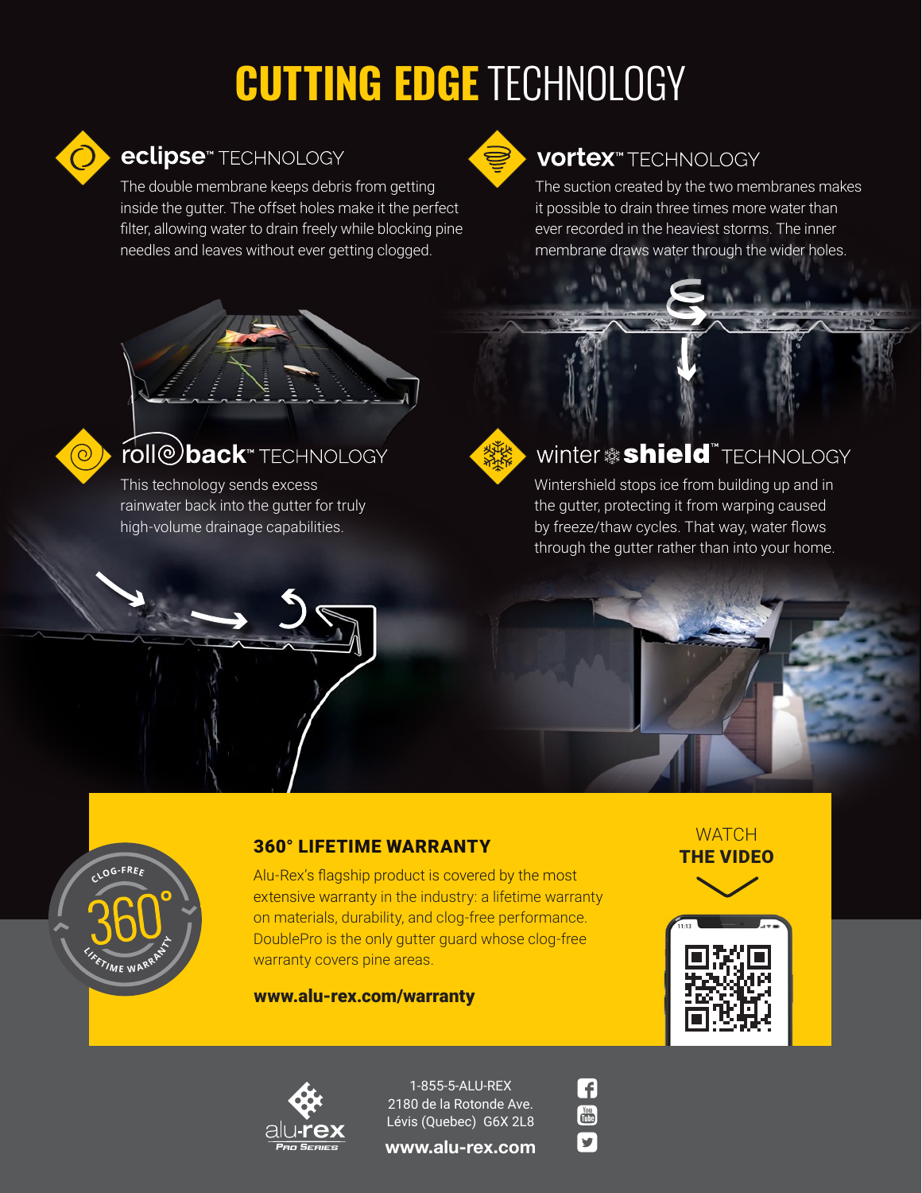# CUTTING EDGE TECHNOLOGY

## eclipse™ TECHNOLOGY

The double membrane keeps debris from getting inside the gutter. The offset holes make it the perfect filter, allowing water to drain freely while blocking pine needles and leaves without ever getting clogged.

## vortex™ TECHNOLOGY

The suction created by the two membranes makes it possible to drain three times more water than ever recorded in the heaviest storms. The inner membrane draws water through the wider holes.

## roll@back™ TECHNOLOGY

This technology sends excess rainwater back into the gutter for truly high-volume drainage capabilities.

## winter shield™ TECHNOLOGY

Wintershield stops ice from building up and in the gutter, protecting it from warping caused by freeze/thaw cycles. That way, water flows through the gutter rather than into your home.

CLOG-FREE 360° LIFETIME WARRANTY

### 360° LIFETIME WARRANTY

Alu-Rex's flagship product is covered by the most extensive warranty in the industry: a lifetime warranty on materials, durability, and clog-free performance. DoublePro is the only gutter guard whose clog-free warranty covers pine areas.

**www.alu-rex.com/warranty**

WATCH **THE VIDEO**

alu-rex PRO SERIES

1-855-5-ALU-REX
2180 de la Rotonde Ave.
Lévis (Quebec) G6X 2L8

**www.alu-rex.com**